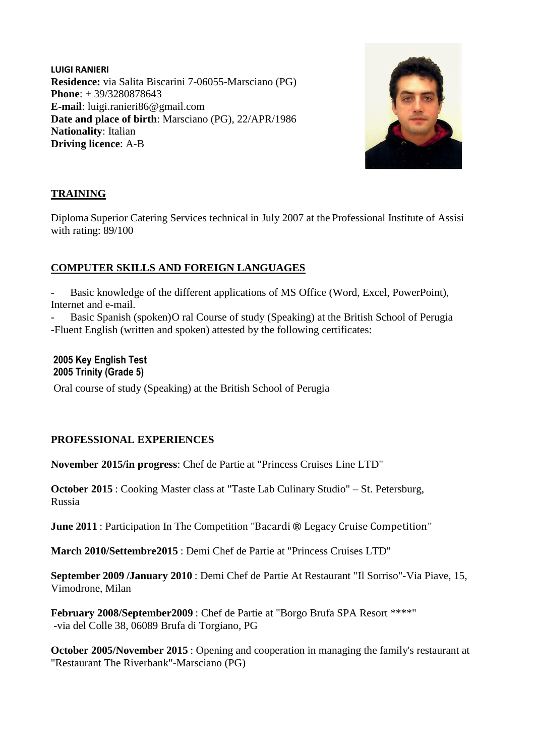**LUIGI RANIERI**
**Residence:** via Salita Biscarini 7-06055-Marsciano (PG)
**Phone**: + 39/3280878643
**E-mail**: luigi.ranieri86@gmail.com
**Date and place of birth**: Marsciano (PG), 22/APR/1986
**Nationality**: Italian
**Driving licence**: A-B

## TRAINING

Diploma Superior Catering Services technical in July 2007 at the Professional Institute of Assisi with rating: 89/100

## COMPUTER SKILLS AND FOREIGN LANGUAGES

- Basic knowledge of the different applications of MS Office (Word, Excel, PowerPoint), Internet and e-mail.
- Basic Spanish (spoken)O ral Course of study (Speaking) at the British School of Perugia
-Fluent English (written and spoken) attested by the following certificates:

**2005 Key English Test**
**2005 Trinity (Grade 5)**

Oral course of study (Speaking) at the British School of Perugia

## PROFESSIONAL EXPERIENCES

**November 2015/in progress**: Chef de Partie at "Princess Cruises Line LTD"

**October 2015** : Cooking Master class at "Taste Lab Culinary Studio" – St. Petersburg, Russia

**June 2011** : Participation In The Competition "Bacardi ® Legacy Cruise Competition"

**March 2010/Settembre2015** : Demi Chef de Partie at "Princess Cruises LTD"

**September 2009 /January 2010** : Demi Chef de Partie At Restaurant "Il Sorriso"-Via Piave, 15, Vimodrone, Milan

**February 2008/September2009** : Chef de Partie at "Borgo Brufa SPA Resort ****"
-via del Colle 38, 06089 Brufa di Torgiano, PG

**October 2005/November 2015** : Opening and cooperation in managing the family's restaurant at "Restaurant The Riverbank"-Marsciano (PG)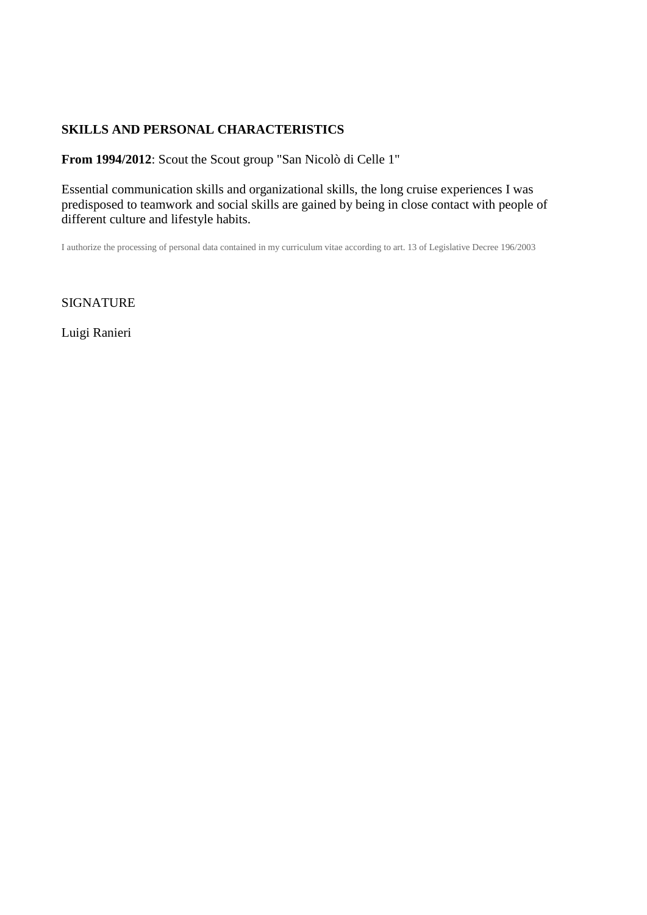## SKILLS AND PERSONAL CHARACTERISTICS

**From 1994/2012**: Scout the Scout group "San Nicolò di Celle 1"

Essential communication skills and organizational skills, the long cruise experiences I was predisposed to teamwork and social skills are gained by being in close contact with people of different culture and lifestyle habits.

I authorize the processing of personal data contained in my curriculum vitae according to art. 13 of Legislative Decree 196/2003

SIGNATURE

Luigi Ranieri